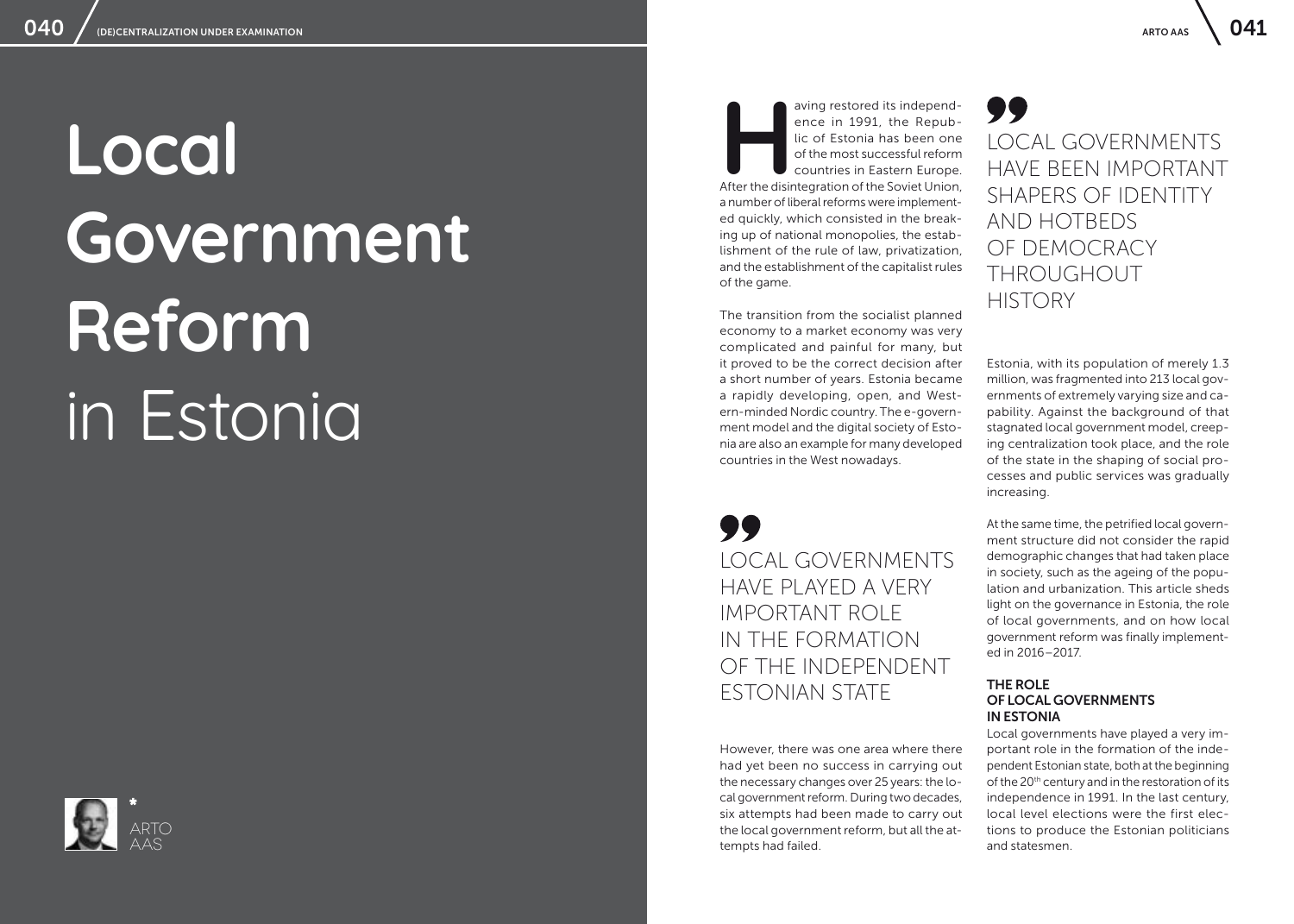# Local Government Reform in Estonia

\* ARTO AAS

Having restored its independence in 1991, the Republic of Estonia has been one of the most successful reform countries in Eastern Europe. After the disintegration of the Soviet Union, a number of liberal reforms were implemented quickly, which consisted in the breaking up of national monopolies, the establishment of the rule of law, privatization, and the establishment of the capitalist rules of the game.

The transition from the socialist planned economy to a market economy was very complicated and painful for many, but it proved to be the correct decision after a short number of years. Estonia became a rapidly developing, open, and Western-minded Nordic country. The e-government model and the digital society of Estonia are also an example for many developed countries in the West nowadays.

> LOCAL GOVERNMENTS HAVE PLAYED A VERY IMPORTANT ROLE IN THE FORMATION OF THE INDEPENDENT ESTONIAN STATE

However, there was one area where there had yet been no success in carrying out the necessary changes over 25 years: the local government reform. During two decades, six attempts had been made to carry out the local government reform, but all the attempts had failed.

> LOCAL GOVERNMENTS HAVE BEEN IMPORTANT SHAPERS OF IDENTITY AND HOTBEDS OF DEMOCRACY THROUGHOUT HISTORY

Estonia, with its population of merely 1.3 million, was fragmented into 213 local governments of extremely varying size and capability. Against the background of that stagnated local government model, creeping centralization took place, and the role of the state in the shaping of social processes and public services was gradually increasing.

At the same time, the petrified local government structure did not consider the rapid demographic changes that had taken place in society, such as the ageing of the population and urbanization. This article sheds light on the governance in Estonia, the role of local governments, and on how local government reform was finally implemented in 2016–2017.

## THE ROLE OF LOCAL GOVERNMENTS IN ESTONIA

Local governments have played a very important role in the formation of the independent Estonian state, both at the beginning of the 20th century and in the restoration of its independence in 1991. In the last century, local level elections were the first elections to produce the Estonian politicians and statesmen.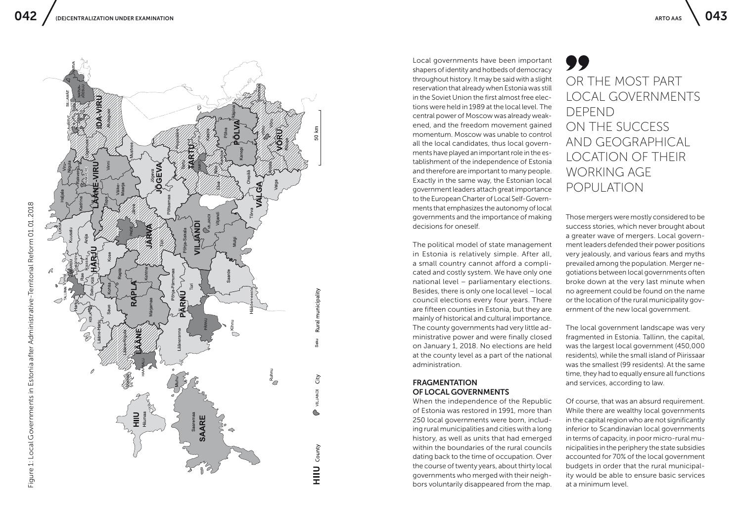Figure 1: Local Governments in Estonia after Administrative-Territorial Reform 01.01.2018

Local governments have been important shapers of identity and hotbeds of democracy throughout history. It may be said with a slight reservation that already when Estonia was still in the Soviet Union the first almost free elections were held in 1989 at the local level. The central power of Moscow was already weakened, and the freedom movement gained momentum. Moscow was unable to control all the local candidates, thus local governments have played an important role in the establishment of the independence of Estonia and therefore are important to many people. Exactly in the same way, the Estonian local government leaders attach great importance to the European Charter of Local Self-Governments that emphasizes the autonomy of local governments and the importance of making decisions for oneself.

The political model of state management in Estonia is relatively simple. After all, a small country cannot afford a complicated and costly system. We have only one national level – parliamentary elections. Besides, there is only one local level – local council elections every four years. There are fifteen counties in Estonia, but they are mainly of historical and cultural importance. The county governments had very little administrative power and were finally closed on January 1, 2018. No elections are held at the county level as a part of the national administration.

## FRAGMENTATION OF LOCAL GOVERNMENTS

When the independence of the Republic of Estonia was restored in 1991, more than 250 local governments were born, including rural municipalities and cities with a long history, as well as units that had emerged within the boundaries of the rural councils dating back to the time of occupation. Over the course of twenty years, about thirty local governments who merged with their neighbors voluntarily disappeared from the map.

> OR THE MOST PART LOCAL GOVERNMENTS DEPEND ON THE SUCCESS AND GEOGRAPHICAL LOCATION OF THEIR WORKING AGE POPULATION

Those mergers were mostly considered to be success stories, which never brought about a greater wave of mergers. Local government leaders defended their power positions very jealously, and various fears and myths prevailed among the population. Merger negotiations between local governments often broke down at the very last minute when no agreement could be found on the name or the location of the rural municipality government of the new local government.

The local government landscape was very fragmented in Estonia. Tallinn, the capital, was the largest local government (450,000 residents), while the small island of Piirissaar was the smallest (99 residents). At the same time, they had to equally ensure all functions and services, according to law.

Of course, that was an absurd requirement. While there are wealthy local governments in the capital region who are not significantly inferior to Scandinavian local governments in terms of capacity, in poor micro-rural municipalities in the periphery the state subsidies accounted for 70% of the local government budgets in order that the rural municipality would be able to ensure basic services at a minimum level.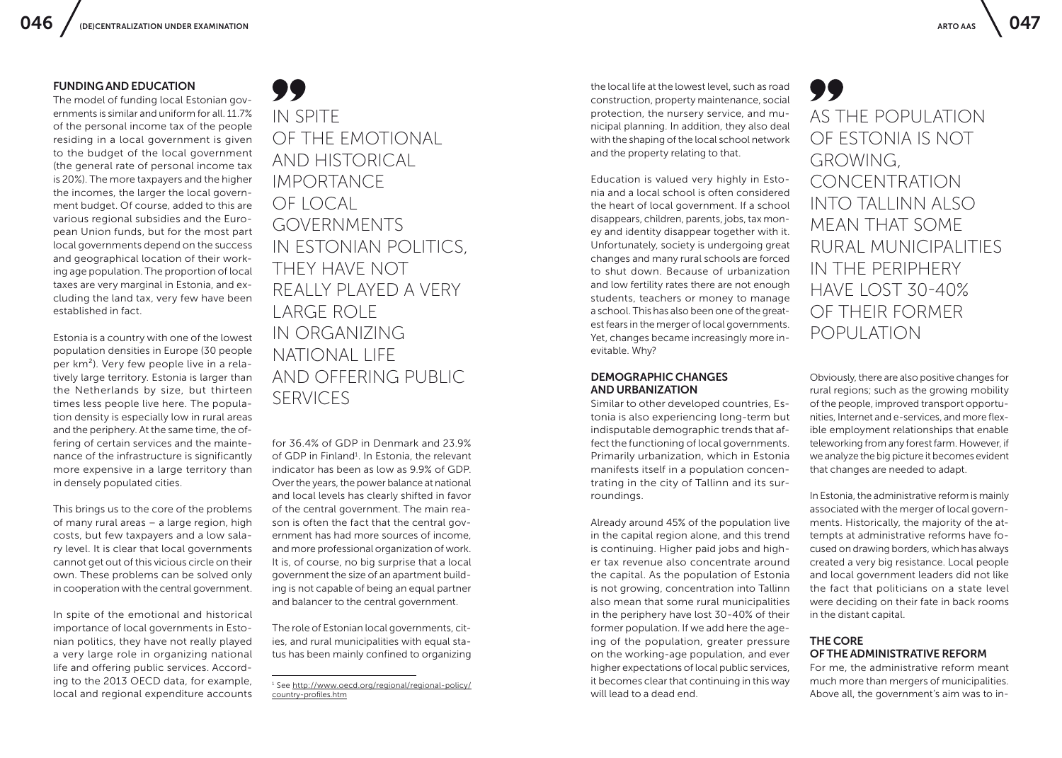## FUNDING AND EDUCATION

The model of funding local Estonian governments is similar and uniform for all. 11.7% of the personal income tax of the people residing in a local government is given to the budget of the local government (the general rate of personal income tax is 20%). The more taxpayers and the higher the incomes, the larger the local government budget. Of course, added to this are various regional subsidies and the European Union funds, but for the most part local governments depend on the success and geographical location of their working age population. The proportion of local taxes are very marginal in Estonia, and excluding the land tax, very few have been established in fact.

Estonia is a country with one of the lowest population densities in Europe (30 people per km$^2$). Very few people live in a relatively large territory. Estonia is larger than the Netherlands by size, but thirteen times less people live here. The population density is especially low in rural areas and the periphery. At the same time, the offering of certain services and the maintenance of the infrastructure is significantly more expensive in a large territory than in densely populated cities.

This brings us to the core of the problems of many rural areas – a large region, high costs, but few taxpayers and a low salary level. It is clear that local governments cannot get out of this vicious circle on their own. These problems can be solved only in cooperation with the central government.

In spite of the emotional and historical importance of local governments in Estonian politics, they have not really played a very large role in organizing national life and offering public services. According to the 2013 OECD data, for example, local and regional expenditure accounts for 36.4% of GDP in Denmark and 23.9% of GDP in Finland[1]. In Estonia, the relevant indicator has been as low as 9.9% of GDP. Over the years, the power balance at national and local levels has clearly shifted in favor of the central government. The main reason is often the fact that the central government has had more sources of income, and more professional organization of work. It is, of course, no big surprise that a local government the size of an apartment building is not capable of being an equal partner and balancer to the central government.

> IN SPITE OF THE EMOTIONAL AND HISTORICAL IMPORTANCE OF LOCAL GOVERNMENTS IN ESTONIAN POLITICS, THEY HAVE NOT REALLY PLAYED A VERY LARGE ROLE IN ORGANIZING NATIONAL LIFE AND OFFERING PUBLIC SERVICES

The role of Estonian local governments, cities, and rural municipalities with equal status has been mainly confined to organizing the local life at the lowest level, such as road construction, property maintenance, social protection, the nursery service, and municipal planning. In addition, they also deal with the shaping of the local school network and the property relating to that.

Education is valued very highly in Estonia and a local school is often considered the heart of local government. If a school disappears, children, parents, jobs, tax money and identity disappear together with it. Unfortunately, society is undergoing great changes and many rural schools are forced to shut down. Because of urbanization and low fertility rates there are not enough students, teachers or money to manage a school. This has also been one of the greatest fears in the merger of local governments. Yet, changes became increasingly more inevitable. Why?

## DEMOGRAPHIC CHANGES AND URBANIZATION

Similar to other developed countries, Estonia is also experiencing long-term but indisputable demographic trends that affect the functioning of local governments. Primarily urbanization, which in Estonia manifests itself in a population concentrating in the city of Tallinn and its surroundings.

Already around 45% of the population live in the capital region alone, and this trend is continuing. Higher paid jobs and higher tax revenue also concentrate around the capital. As the population of Estonia is not growing, concentration into Tallinn also mean that some rural municipalities in the periphery have lost 30-40% of their former population. If we add here the ageing of the population, greater pressure on the working-age population, and ever higher expectations of local public services, it becomes clear that continuing in this way will lead to a dead end.

> AS THE POPULATION OF ESTONIA IS NOT GROWING, CONCENTRATION INTO TALLINN ALSO MEAN THAT SOME RURAL MUNICIPALITIES IN THE PERIPHERY HAVE LOST 30-40% OF THEIR FORMER POPULATION

Obviously, there are also positive changes for rural regions; such as the growing mobility of the people, improved transport opportunities, Internet and e-services, and more flexible employment relationships that enable teleworking from any forest farm. However, if we analyze the big picture it becomes evident that changes are needed to adapt.

In Estonia, the administrative reform is mainly associated with the merger of local governments. Historically, the majority of the attempts at administrative reforms have focused on drawing borders, which has always created a very big resistance. Local people and local government leaders did not like the fact that politicians on a state level were deciding on their fate in back rooms in the distant capital.

## THE CORE OF THE ADMINISTRATIVE REFORM

For me, the administrative reform meant much more than mergers of municipalities. Above all, the government's aim was to in-

[1] See http://www.oecd.org/regional/regional-policy/country-profiles.htm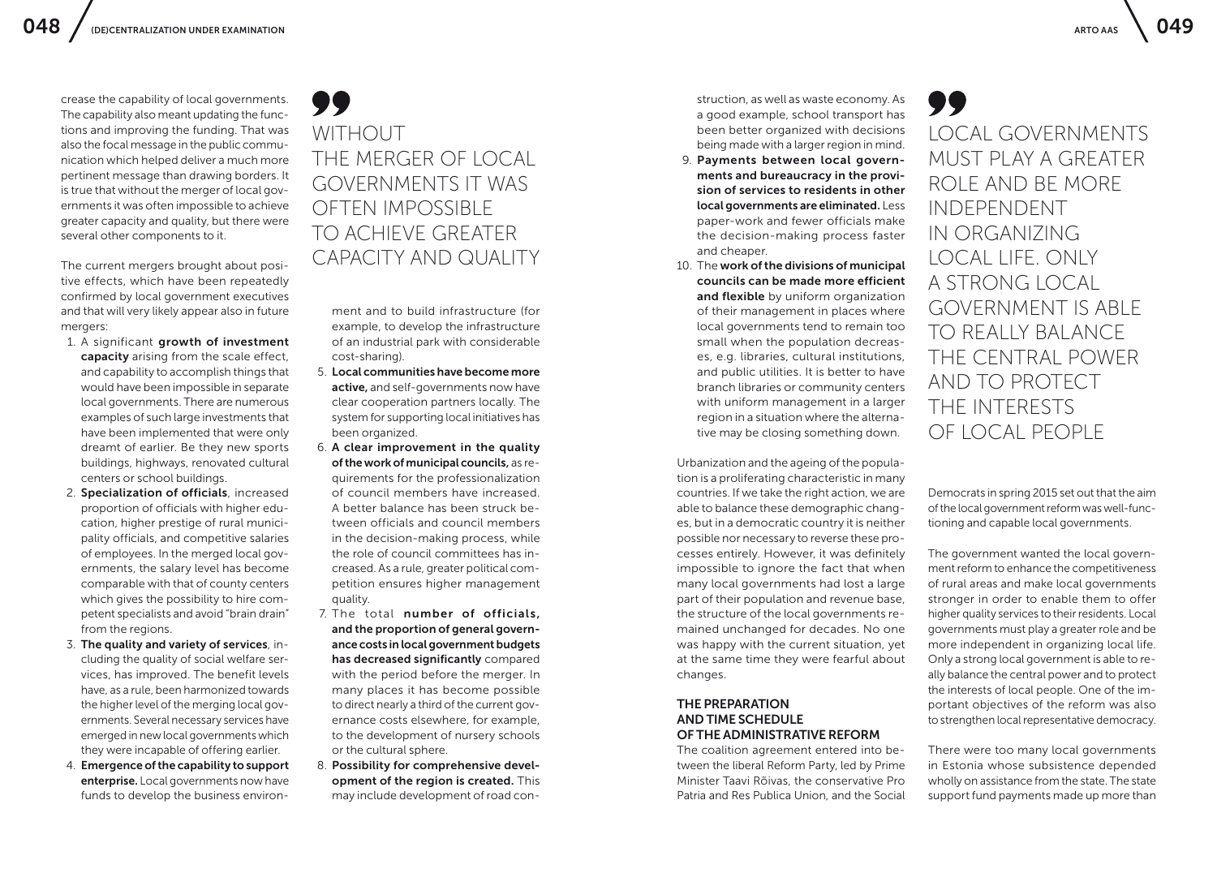crease the capability of local governments. The capability also meant updating the functions and improving the funding. That was also the focal message in the public communication which helped deliver a much more pertinent message than drawing borders. It is true that without the merger of local governments it was often impossible to achieve greater capacity and quality, but there were several other components to it.

> WITHOUT THE MERGER OF LOCAL GOVERNMENTS IT WAS OFTEN IMPOSSIBLE TO ACHIEVE GREATER CAPACITY AND QUALITY

The current mergers brought about positive effects, which have been repeatedly confirmed by local government executives and that will very likely appear also in future mergers:

1. A significant **growth of investment capacity** arising from the scale effect, and capability to accomplish things that would have been impossible in separate local governments. There are numerous examples of such large investments that have been implemented that were only dreamt of earlier. Be they new sports buildings, highways, renovated cultural centers or school buildings.
2. **Specialization of officials**, increased proportion of officials with higher education, higher prestige of rural municipality officials, and competitive salaries of employees. In the merged local governments, the salary level has become comparable with that of county centers which gives the possibility to hire competent specialists and avoid "brain drain" from the regions.
3. **The quality and variety of services**, including the quality of social welfare services, has improved. The benefit levels have, as a rule, been harmonized towards the higher level of the merging local governments. Several necessary services have emerged in new local governments which they were incapable of offering earlier.
4. **Emergence of the capability to support enterprise.** Local governments now have funds to develop the business environment and to build infrastructure (for example, to develop the infrastructure of an industrial park with considerable cost-sharing).
5. **Local communities have become more active,** and self-governments now have clear cooperation partners locally. The system for supporting local initiatives has been organized.
6. **A clear improvement in the quality of the work of municipal councils,** as requirements for the professionalization of council members have increased. A better balance has been struck between officials and council members in the decision-making process, while the role of council committees has increased. As a rule, greater political competition ensures higher management quality.
7. The total **number of officials, and the proportion of general governance costs in local government budgets has decreased significantly** compared with the period before the merger. In many places it has become possible to direct nearly a third of the current governance costs elsewhere, for example, to the development of nursery schools or the cultural sphere.
8. **Possibility for comprehensive development of the region is created.** This may include development of road construction, as well as waste economy. As a good example, school transport has been better organized with decisions being made with a larger region in mind.
9. **Payments between local governments and bureaucracy in the provision of services to residents in other local governments are eliminated.** Less paper-work and fewer officials make the decision-making process faster and cheaper.
10. The **work of the divisions of municipal councils can be made more efficient and flexible** by uniform organization of their management in places where local governments tend to remain too small when the population decreases, e.g. libraries, cultural institutions, and public utilities. It is better to have branch libraries or community centers with uniform management in a larger region in a situation where the alternative may be closing something down.

Urbanization and the ageing of the population is a proliferating characteristic in many countries. If we take the right action, we are able to balance these demographic changes, but in a democratic country it is neither possible nor necessary to reverse these processes entirely. However, it was definitely impossible to ignore the fact that when many local governments had lost a large part of their population and revenue base, the structure of the local governments remained unchanged for decades. No one was happy with the current situation, yet at the same time they were fearful about changes.

## THE PREPARATION AND TIME SCHEDULE OF THE ADMINISTRATIVE REFORM

The coalition agreement entered into between the liberal Reform Party, led by Prime Minister Taavi Rõivas, the conservative Pro Patria and Res Publica Union, and the Social Democrats in spring 2015 set out that the aim of the local government reform was well-functioning and capable local governments.

> LOCAL GOVERNMENTS MUST PLAY A GREATER ROLE AND BE MORE INDEPENDENT IN ORGANIZING LOCAL LIFE. ONLY A STRONG LOCAL GOVERNMENT IS ABLE TO REALLY BALANCE THE CENTRAL POWER AND TO PROTECT THE INTERESTS OF LOCAL PEOPLE

The government wanted the local government reform to enhance the competitiveness of rural areas and make local governments stronger in order to enable them to offer higher quality services to their residents. Local governments must play a greater role and be more independent in organizing local life. Only a strong local government is able to really balance the central power and to protect the interests of local people. One of the important objectives of the reform was also to strengthen local representative democracy.

There were too many local governments in Estonia whose subsistence depended wholly on assistance from the state. The state support fund payments made up more than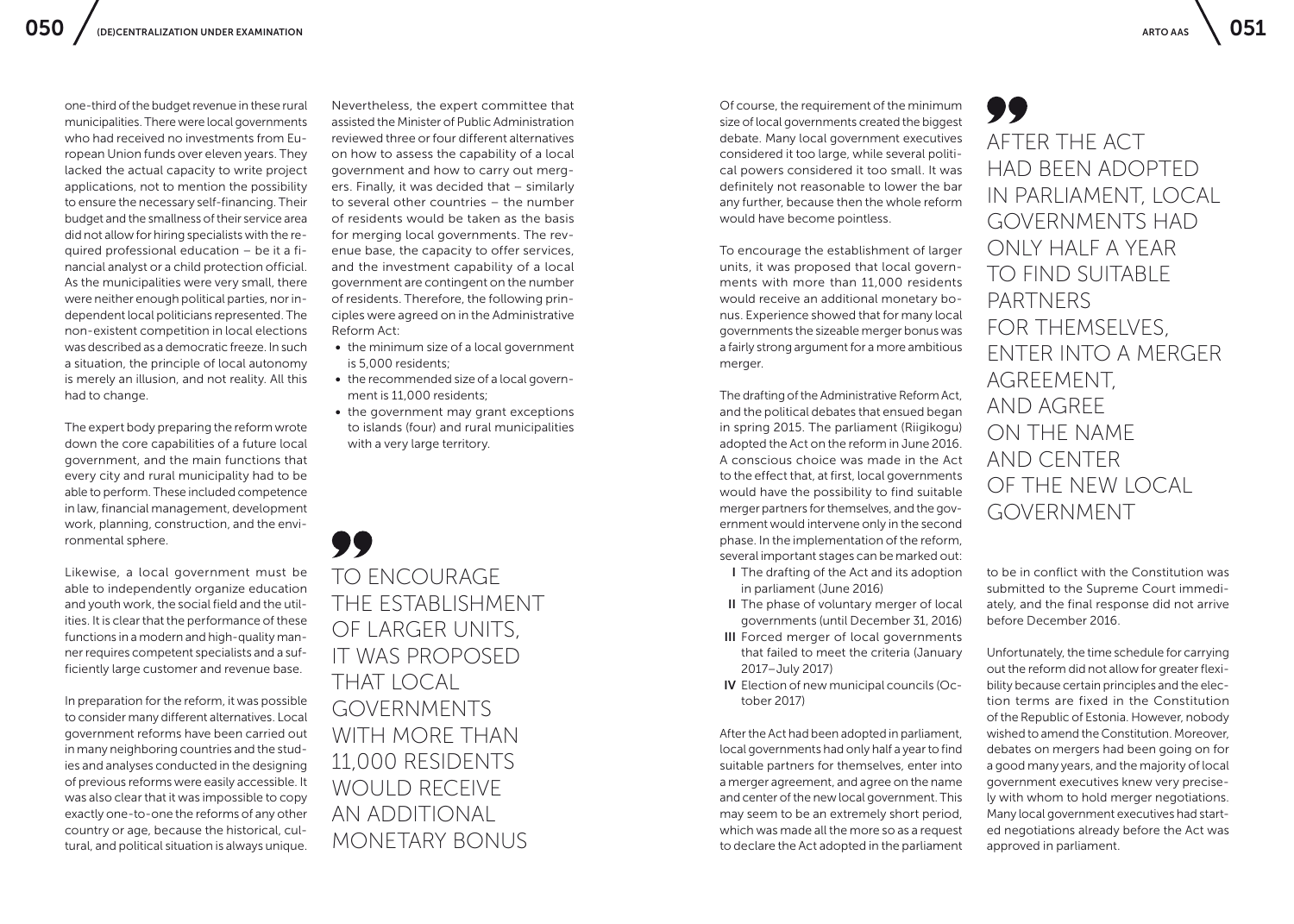one-third of the budget revenue in these rural municipalities. There were local governments who had received no investments from European Union funds over eleven years. They lacked the actual capacity to write project applications, not to mention the possibility to ensure the necessary self-financing. Their budget and the smallness of their service area did not allow for hiring specialists with the required professional education – be it a financial analyst or a child protection official. As the municipalities were very small, there were neither enough political parties, nor independent local politicians represented. The non-existent competition in local elections was described as a democratic freeze. In such a situation, the principle of local autonomy is merely an illusion, and not reality. All this had to change.

The expert body preparing the reform wrote down the core capabilities of a future local government, and the main functions that every city and rural municipality had to be able to perform. These included competence in law, financial management, development work, planning, construction, and the environmental sphere.

Likewise, a local government must be able to independently organize education and youth work, the social field and the utilities. It is clear that the performance of these functions in a modern and high-quality manner requires competent specialists and a sufficiently large customer and revenue base.

In preparation for the reform, it was possible to consider many different alternatives. Local government reforms have been carried out in many neighboring countries and the studies and analyses conducted in the designing of previous reforms were easily accessible. It was also clear that it was impossible to copy exactly one-to-one the reforms of any other country or age, because the historical, cultural, and political situation is always unique.

Nevertheless, the expert committee that assisted the Minister of Public Administration reviewed three or four different alternatives on how to assess the capability of a local government and how to carry out mergers. Finally, it was decided that – similarly to several other countries – the number of residents would be taken as the basis for merging local governments. The revenue base, the capacity to offer services, and the investment capability of a local government are contingent on the number of residents. Therefore, the following principles were agreed on in the Administrative Reform Act:

- the minimum size of a local government is 5,000 residents;
- the recommended size of a local government is 11,000 residents;
- the government may grant exceptions to islands (four) and rural municipalities with a very large territory.

> TO ENCOURAGE THE ESTABLISHMENT OF LARGER UNITS, IT WAS PROPOSED THAT LOCAL GOVERNMENTS WITH MORE THAN 11,000 RESIDENTS WOULD RECEIVE AN ADDITIONAL MONETARY BONUS

Of course, the requirement of the minimum size of local governments created the biggest debate. Many local government executives considered it too large, while several political powers considered it too small. It was definitely not reasonable to lower the bar any further, because then the whole reform would have become pointless.

To encourage the establishment of larger units, it was proposed that local governments with more than 11,000 residents would receive an additional monetary bonus. Experience showed that for many local governments the sizeable merger bonus was a fairly strong argument for a more ambitious merger.

The drafting of the Administrative Reform Act, and the political debates that ensued began in spring 2015. The parliament (Riigikogu) adopted the Act on the reform in June 2016. A conscious choice was made in the Act to the effect that, at first, local governments would have the possibility to find suitable merger partners for themselves, and the government would intervene only in the second phase. In the implementation of the reform, several important stages can be marked out:

- **I** The drafting of the Act and its adoption in parliament (June 2016)
- **II** The phase of voluntary merger of local governments (until December 31, 2016)
- **III** Forced merger of local governments that failed to meet the criteria (January 2017–July 2017)
- **IV** Election of new municipal councils (October 2017)

After the Act had been adopted in parliament, local governments had only half a year to find suitable partners for themselves, enter into a merger agreement, and agree on the name and center of the new local government. This may seem to be an extremely short period, which was made all the more so as a request to declare the Act adopted in the parliament to be in conflict with the Constitution was submitted to the Supreme Court immediately, and the final response did not arrive before December 2016.

> AFTER THE ACT HAD BEEN ADOPTED IN PARLIAMENT, LOCAL GOVERNMENTS HAD ONLY HALF A YEAR TO FIND SUITABLE PARTNERS FOR THEMSELVES, ENTER INTO A MERGER AGREEMENT, AND AGREE ON THE NAME AND CENTER OF THE NEW LOCAL GOVERNMENT

Unfortunately, the time schedule for carrying out the reform did not allow for greater flexibility because certain principles and the election terms are fixed in the Constitution of the Republic of Estonia. However, nobody wished to amend the Constitution. Moreover, debates on mergers had been going on for a good many years, and the majority of local government executives knew very precisely with whom to hold merger negotiations. Many local government executives had started negotiations already before the Act was approved in parliament.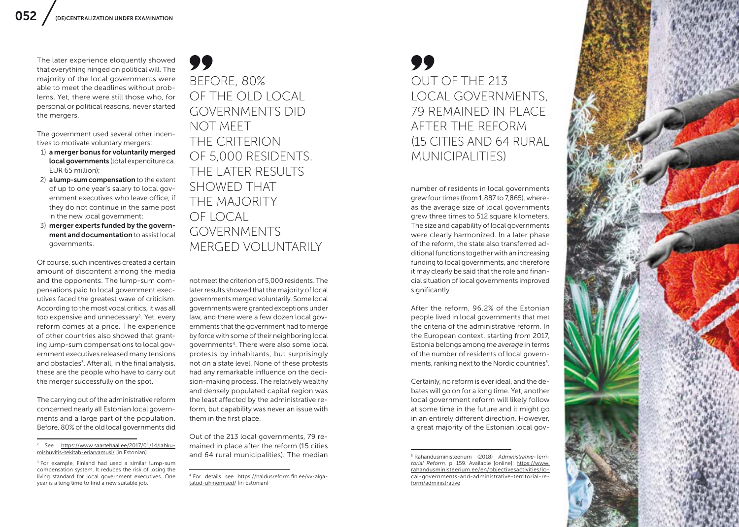The later experience eloquently showed that everything hinged on political will. The majority of the local governments were able to meet the deadlines without problems. Yet, there were still those who, for personal or political reasons, never started the mergers.

The government used several other incentives to motivate voluntary mergers:

1) **a merger bonus for voluntarily merged local governments** (total expenditure ca. EUR 65 million);
2) **a lump-sum compensation** to the extent of up to one year's salary to local government executives who leave office, if they do not continue in the same post in the new local government;
3) **merger experts funded by the government and documentation** to assist local governments.

Of course, such incentives created a certain amount of discontent among the media and the opponents. The lump-sum compensations paid to local government executives faced the greatest wave of criticism. According to the most vocal critics, it was all too expensive and unnecessary[2]. Yet, every reform comes at a price. The experience of other countries also showed that granting lump-sum compensations to local government executives released many tensions and obstacles[3]. After all, in the final analysis, these are the people who have to carry out the merger successfully on the spot.

The carrying out of the administrative reform concerned nearly all Estonian local governments and a large part of the population. Before, 80% of the old local governments did not meet the criterion of 5,000 residents. The later results showed that the majority of local governments merged voluntarily. Some local governments were granted exceptions under law, and there were a few dozen local governments that the government had to merge by force with some of their neighboring local governments[4]. There were also some local protests by inhabitants, but surprisingly not on a state level. None of these protests had any remarkable influence on the decision-making process. The relatively wealthy and densely populated capital region was the least affected by the administrative reform, but capability was never an issue with them in the first place.

> BEFORE, 80% OF THE OLD LOCAL GOVERNMENTS DID NOT MEET THE CRITERION OF 5,000 RESIDENTS. THE LATER RESULTS SHOWED THAT THE MAJORITY OF LOCAL GOVERNMENTS MERGED VOLUNTARILY

Out of the 213 local governments, 79 remained in place after the reform (15 cities and 64 rural municipalities). The median number of residents in local governments grew four times (from 1,887 to 7,865), whereas the average size of local governments grew three times to 512 square kilometers. The size and capability of local governments were clearly harmonized. In a later phase of the reform, the state also transferred additional functions together with an increasing funding to local governments, and therefore it may clearly be said that the role and financial situation of local governments improved significantly.

> OUT OF THE 213 LOCAL GOVERNMENTS, 79 REMAINED IN PLACE AFTER THE REFORM (15 CITIES AND 64 RURAL MUNICIPALITIES)

After the reform, 96.2% of the Estonian people lived in local governments that met the criteria of the administrative reform. In the European context, starting from 2017, Estonia belongs among *the average* in terms of the number of residents of local governments, ranking next to the Nordic countries[5].

Certainly, no reform is ever ideal, and the debates will go on for a long time. Yet, another local government reform will likely follow at some time in the future and it might go in an entirely different direction. However, a great majority of the Estonian local gov-

---

[2] See https://www.saartehaal.ee/2017/01/14/lahkumishuvitis-tekitab-eriarvamusi/ [in Estonian]

[3] For example, Finland had used a similar lump-sum compensation system. It reduces the risk of losing the living standard for local government executives. One year is a long time to find a new suitable job.

[4] For details see https://haldusreform.fin.ee/vv-algatatud-uhinemised/ [in Estonian]

[5] Rahandusministeerium (2018) *Administrative-Territorial Reform*, p. 159. Available [online]: https://www.rahandusministeerium.ee/en/objectivesactivities/local-governments-and-administrative-territorial-reform/administrative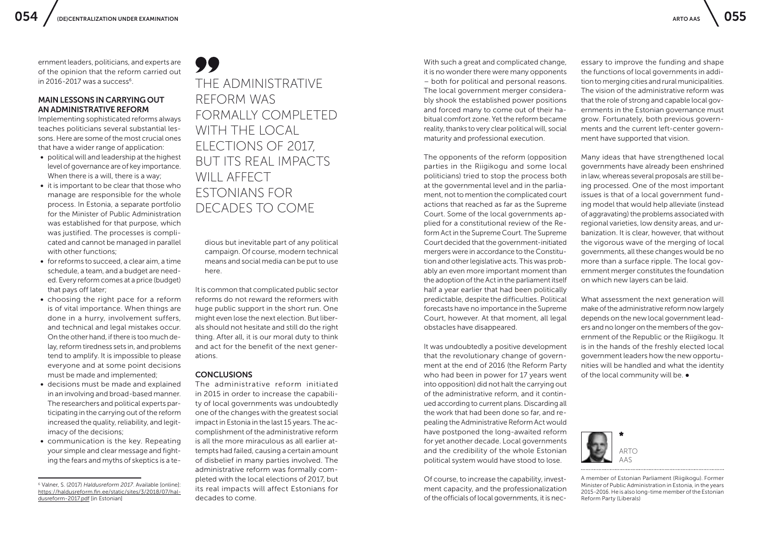ernment leaders, politicians, and experts are of the opinion that the reform carried out in 2016-2017 was a success[6].

## MAIN LESSONS IN CARRYING OUT AN ADMINISTRATIVE REFORM

Implementing sophisticated reforms always teaches politicians several substantial lessons. Here are some of the most crucial ones that have a wider range of application:

- political will and leadership at the highest level of governance are of key importance. When there is a will, there is a way;
- it is important to be clear that those who manage are responsible for the whole process. In Estonia, a separate portfolio for the Minister of Public Administration was established for that purpose, which was justified. The processes is complicated and cannot be managed in parallel with other functions;
- for reforms to succeed, a clear aim, a time schedule, a team, and a budget are needed. Every reform comes at a price (budget) that pays off later;
- choosing the right pace for a reform is of vital importance. When things are done in a hurry, involvement suffers, and technical and legal mistakes occur. On the other hand, if there is too much delay, reform tiredness sets in, and problems tend to amplify. It is impossible to please everyone and at some point decisions must be made and implemented;
- decisions must be made and explained in an involving and broad-based manner. The researchers and political experts participating in the carrying out of the reform increased the quality, reliability, and legitimacy of the decisions;
- communication is the key. Repeating your simple and clear message and fighting the fears and myths of skeptics is a tedious but inevitable part of any political campaign. Of course, modern technical means and social media can be put to use here.

> THE ADMINISTRATIVE REFORM WAS FORMALLY COMPLETED WITH THE LOCAL ELECTIONS OF 2017, BUT ITS REAL IMPACTS WILL AFFECT ESTONIANS FOR DECADES TO COME

It is common that complicated public sector reforms do not reward the reformers with huge public support in the short run. One might even lose the next election. But liberals should not hesitate and still do the right thing. After all, it is our moral duty to think and act for the benefit of the next generations.

## CONCLUSIONS

The administrative reform initiated in 2015 in order to increase the capability of local governments was undoubtedly one of the changes with the greatest social impact in Estonia in the last 15 years. The accomplishment of the administrative reform is all the more miraculous as all earlier attempts had failed, causing a certain amount of disbelief in many parties involved. The administrative reform was formally completed with the local elections of 2017, but its real impacts will affect Estonians for decades to come.

With such a great and complicated change, it is no wonder there were many opponents – both for political and personal reasons. The local government merger considerably shook the established power positions and forced many to come out of their habitual comfort zone. Yet the reform became reality, thanks to very clear political will, social maturity and professional execution.

The opponents of the reform (opposition parties in the Riigikogu and some local politicians) tried to stop the process both at the governmental level and in the parliament, not to mention the complicated court actions that reached as far as the Supreme Court. Some of the local governments applied for a constitutional review of the Reform Act in the Supreme Court. The Supreme Court decided that the government-initiated mergers were in accordance to the Constitution and other legislative acts. This was probably an even more important moment than the adoption of the Act in the parliament itself half a year earlier that had been politically predictable, despite the difficulties. Political forecasts have no importance in the Supreme Court, however. At that moment, all legal obstacles have disappeared.

It was undoubtedly a positive development that the revolutionary change of government at the end of 2016 (the Reform Party who had been in power for 17 years went into opposition) did not halt the carrying out of the administrative reform, and it continued according to current plans. Discarding all the work that had been done so far, and repealing the Administrative Reform Act would have postponed the long-awaited reform for yet another decade. Local governments and the credibility of the whole Estonian political system would have stood to lose.

Of course, to increase the capability, investment capacity, and the professionalization of the officials of local governments, it is necessary to improve the funding and shape the functions of local governments in addition to merging cities and rural municipalities. The vision of the administrative reform was that the role of strong and capable local governments in the Estonian governance must grow. Fortunately, both previous governments and the current left-center government have supported that vision.

Many ideas that have strengthened local governments have already been enshrined in law, whereas several proposals are still being processed. One of the most important issues is that of a local government funding model that would help alleviate (instead of aggravating) the problems associated with regional varieties, low density areas, and urbanization. It is clear, however, that without the vigorous wave of the merging of local governments, all these changes would be no more than a surface ripple. The local government merger constitutes the foundation on which new layers can be laid.

What assessment the next generation will make of the administrative reform now largely depends on the new local government leaders and no longer on the members of the government of the Republic or the Riigikogu. It is in the hands of the freshly elected local government leaders how the new opportunities will be handled and what the identity of the local community will be. ●

ARTO AAS

A member of Estonian Parliament (Riigikogu). Former Minister of Public Administration in Estonia, in the years 2015-2016. He is also long-time member of the Estonian Reform Party (Liberals)

---

[6] Valner, S. (2017) *Haldusreform 2017*. Available [online]: https://haldusreform.fin.ee/static/sites/3/2018/07/haldusreform-2017.pdf [in Estonian]